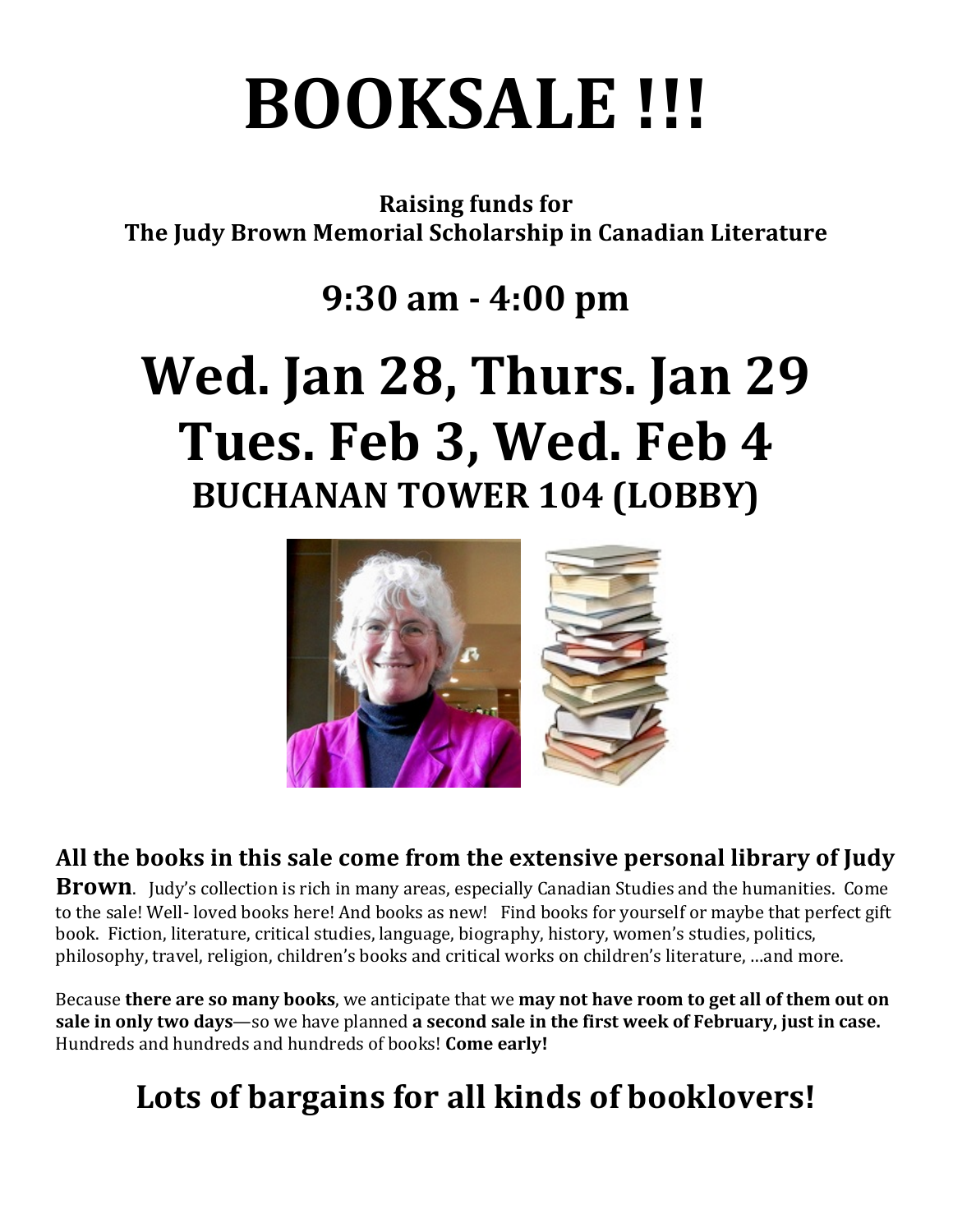# BOOKSALE !!!

**Raising funds for**
**The Judy Brown Memorial Scholarship in Canadian Literature**

## 9:30 am - 4:00 pm

# Wed. Jan 28, Thurs. Jan 29
# Tues. Feb 3, Wed. Feb 4

## BUCHANAN TOWER 104 (LOBBY)

**All the books in this sale come from the extensive personal library of Judy Brown**. Judy's collection is rich in many areas, especially Canadian Studies and the humanities. Come to the sale! Well- loved books here! And books as new! Find books for yourself or maybe that perfect gift book. Fiction, literature, critical studies, language, biography, history, women's studies, politics, philosophy, travel, religion, children's books and critical works on children's literature, …and more.

Because **there are so many books**, we anticipate that we **may not have room to get all of them out on sale in only two days**—so we have planned **a second sale in the first week of February, just in case.** Hundreds and hundreds and hundreds of books! **Come early!**

## Lots of bargains for all kinds of booklovers!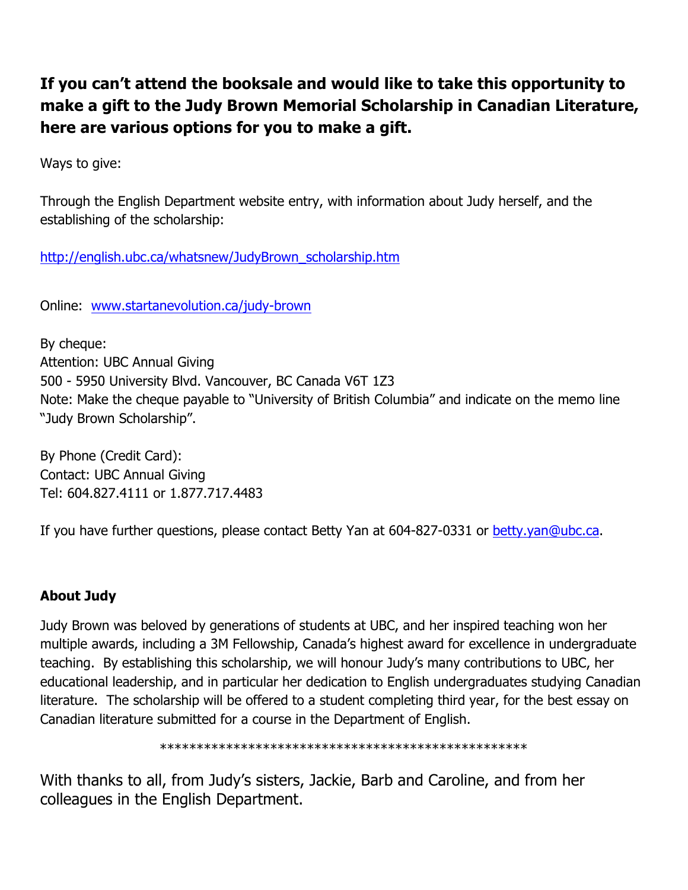**If you can't attend the booksale and would like to take this opportunity to make a gift to the Judy Brown Memorial Scholarship in Canadian Literature, here are various options for you to make a gift.**

Ways to give:

Through the English Department website entry, with information about Judy herself, and the establishing of the scholarship:

http://english.ubc.ca/whatsnew/JudyBrown_scholarship.htm

Online: www.startanevolution.ca/judy-brown

By cheque:
Attention: UBC Annual Giving
500 - 5950 University Blvd. Vancouver, BC Canada V6T 1Z3
Note: Make the cheque payable to "University of British Columbia" and indicate on the memo line "Judy Brown Scholarship".

By Phone (Credit Card):
Contact: UBC Annual Giving
Tel: 604.827.4111 or 1.877.717.4483

If you have further questions, please contact Betty Yan at 604-827-0331 or betty.yan@ubc.ca.

**About Judy**

Judy Brown was beloved by generations of students at UBC, and her inspired teaching won her multiple awards, including a 3M Fellowship, Canada's highest award for excellence in undergraduate teaching. By establishing this scholarship, we will honour Judy's many contributions to UBC, her educational leadership, and in particular her dedication to English undergraduates studying Canadian literature. The scholarship will be offered to a student completing third year, for the best essay on Canadian literature submitted for a course in the Department of English.

****************************************************

With thanks to all, from Judy's sisters, Jackie, Barb and Caroline, and from her colleagues in the English Department.